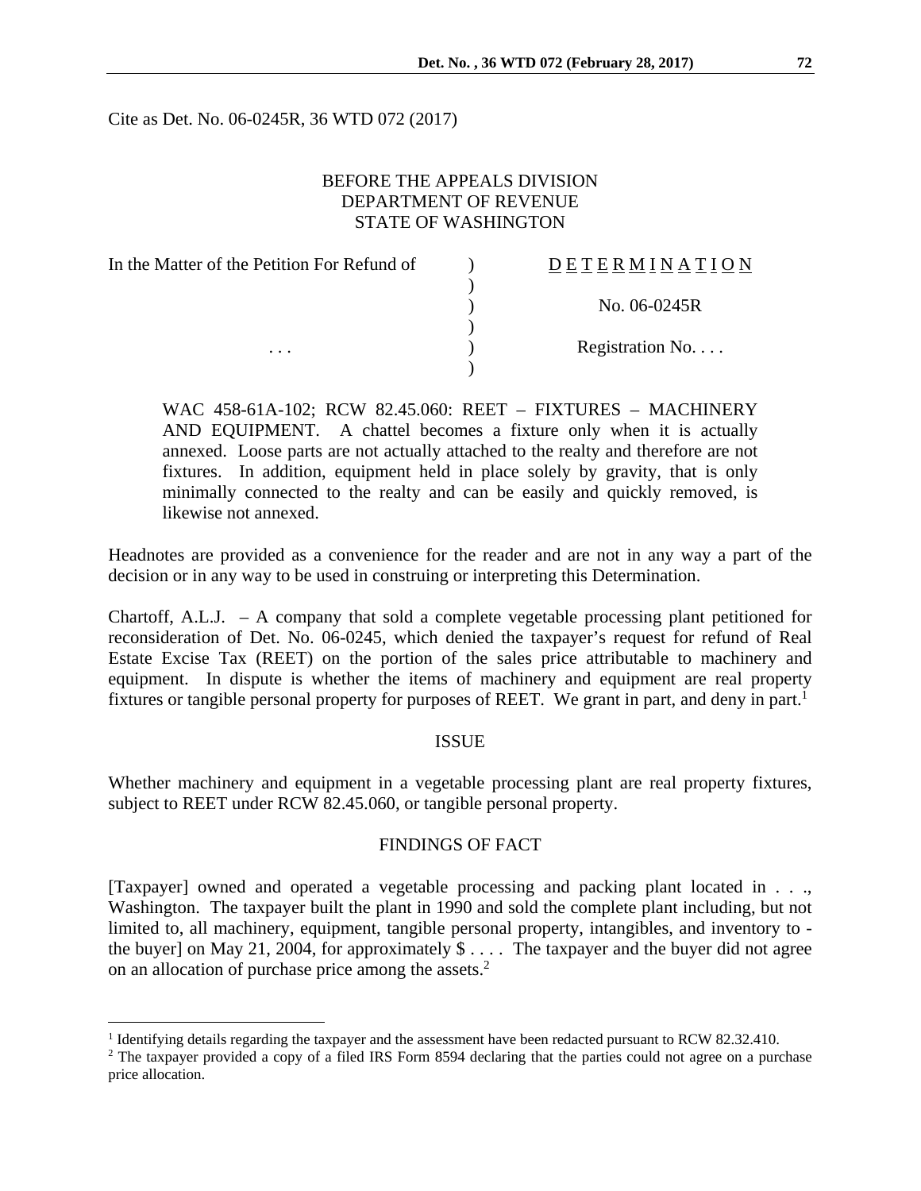Cite as Det. No. 06-0245R, 36 WTD 072 (2017)

BEFORE THE APPEALS DIVISION
DEPARTMENT OF REVENUE
STATE OF WASHINGTON

| In the Matter of the Petition For Refund of | ) | D E T E R M I N A T I O N |
|---|---|---|
| | ) | |
| | ) | No. 06-0245R |
| | ) | |
| . . . | ) | Registration No. . . . |
| | ) | |

> WAC 458-61A-102; RCW 82.45.060: REET – FIXTURES – MACHINERY AND EQUIPMENT. A chattel becomes a fixture only when it is actually annexed. Loose parts are not actually attached to the realty and therefore are not fixtures. In addition, equipment held in place solely by gravity, that is only minimally connected to the realty and can be easily and quickly removed, is likewise not annexed.

Headnotes are provided as a convenience for the reader and are not in any way a part of the decision or in any way to be used in construing or interpreting this Determination.

Chartoff, A.L.J. – A company that sold a complete vegetable processing plant petitioned for reconsideration of Det. No. 06-0245, which denied the taxpayer's request for refund of Real Estate Excise Tax (REET) on the portion of the sales price attributable to machinery and equipment. In dispute is whether the items of machinery and equipment are real property fixtures or tangible personal property for purposes of REET. We grant in part, and deny in part.[1]

## ISSUE

Whether machinery and equipment in a vegetable processing plant are real property fixtures, subject to REET under RCW 82.45.060, or tangible personal property.

## FINDINGS OF FACT

[Taxpayer] owned and operated a vegetable processing and packing plant located in . . ., Washington. The taxpayer built the plant in 1990 and sold the complete plant including, but not limited to, all machinery, equipment, tangible personal property, intangibles, and inventory to -the buyer] on May 21, 2004, for approximately $ . . . . The taxpayer and the buyer did not agree on an allocation of purchase price among the assets.[2]

---

[1] Identifying details regarding the taxpayer and the assessment have been redacted pursuant to RCW 82.32.410.

[2] The taxpayer provided a copy of a filed IRS Form 8594 declaring that the parties could not agree on a purchase price allocation.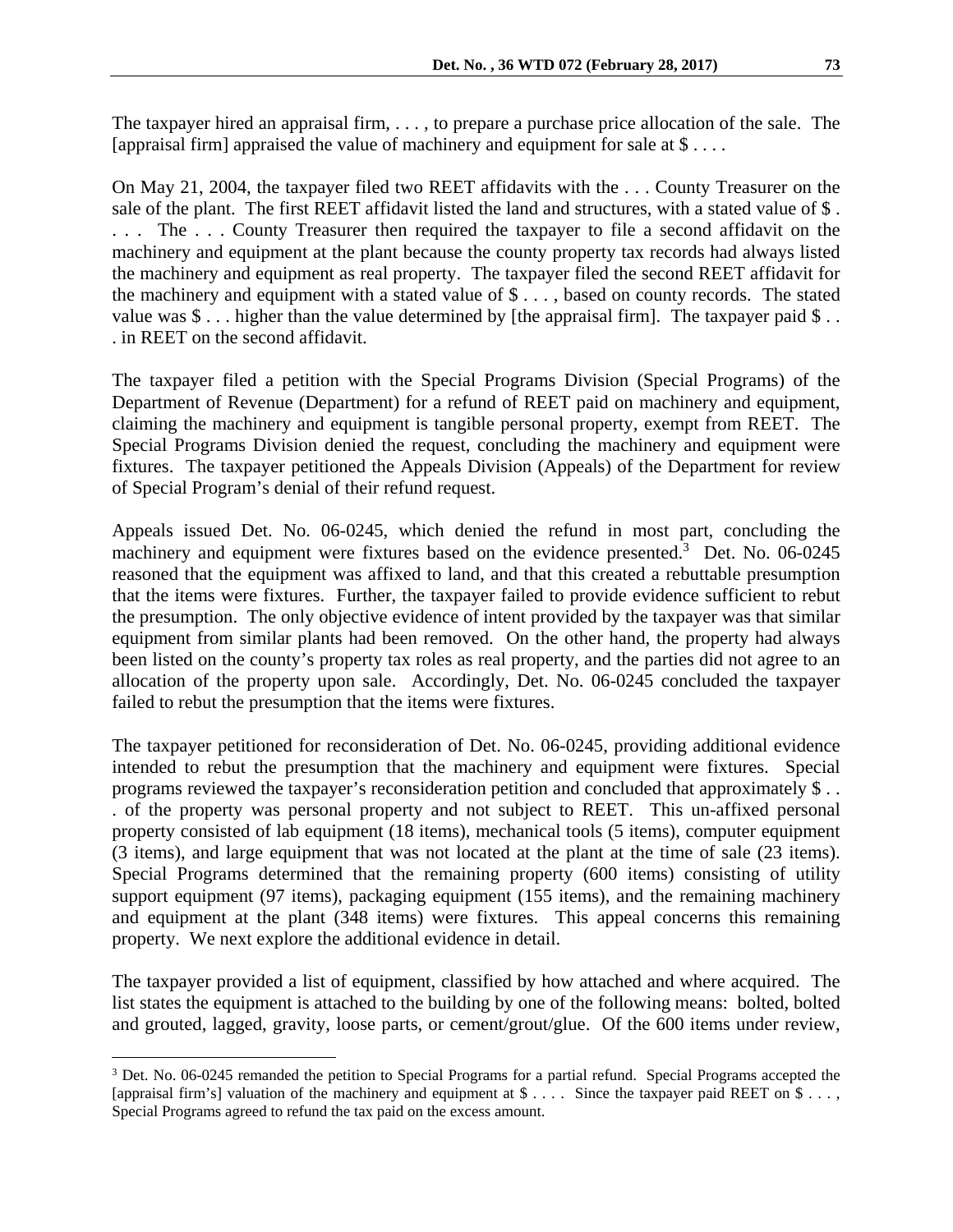The taxpayer hired an appraisal firm, . . . , to prepare a purchase price allocation of the sale. The [appraisal firm] appraised the value of machinery and equipment for sale at $ . . . .

On May 21, 2004, the taxpayer filed two REET affidavits with the . . . County Treasurer on the sale of the plant. The first REET affidavit listed the land and structures, with a stated value of $ . . . . The . . . County Treasurer then required the taxpayer to file a second affidavit on the machinery and equipment at the plant because the county property tax records had always listed the machinery and equipment as real property. The taxpayer filed the second REET affidavit for the machinery and equipment with a stated value of $ . . . , based on county records. The stated value was $ . . . higher than the value determined by [the appraisal firm]. The taxpayer paid $ . . . in REET on the second affidavit.

The taxpayer filed a petition with the Special Programs Division (Special Programs) of the Department of Revenue (Department) for a refund of REET paid on machinery and equipment, claiming the machinery and equipment is tangible personal property, exempt from REET. The Special Programs Division denied the request, concluding the machinery and equipment were fixtures. The taxpayer petitioned the Appeals Division (Appeals) of the Department for review of Special Program's denial of their refund request.

Appeals issued Det. No. 06-0245, which denied the refund in most part, concluding the machinery and equipment were fixtures based on the evidence presented.[3] Det. No. 06-0245 reasoned that the equipment was affixed to land, and that this created a rebuttable presumption that the items were fixtures. Further, the taxpayer failed to provide evidence sufficient to rebut the presumption. The only objective evidence of intent provided by the taxpayer was that similar equipment from similar plants had been removed. On the other hand, the property had always been listed on the county's property tax roles as real property, and the parties did not agree to an allocation of the property upon sale. Accordingly, Det. No. 06-0245 concluded the taxpayer failed to rebut the presumption that the items were fixtures.

The taxpayer petitioned for reconsideration of Det. No. 06-0245, providing additional evidence intended to rebut the presumption that the machinery and equipment were fixtures. Special programs reviewed the taxpayer's reconsideration petition and concluded that approximately $ . . . of the property was personal property and not subject to REET. This un-affixed personal property consisted of lab equipment (18 items), mechanical tools (5 items), computer equipment (3 items), and large equipment that was not located at the plant at the time of sale (23 items). Special Programs determined that the remaining property (600 items) consisting of utility support equipment (97 items), packaging equipment (155 items), and the remaining machinery and equipment at the plant (348 items) were fixtures. This appeal concerns this remaining property. We next explore the additional evidence in detail.

The taxpayer provided a list of equipment, classified by how attached and where acquired. The list states the equipment is attached to the building by one of the following means: bolted, bolted and grouted, lagged, gravity, loose parts, or cement/grout/glue. Of the 600 items under review,

---

[3] Det. No. 06-0245 remanded the petition to Special Programs for a partial refund. Special Programs accepted the [appraisal firm's] valuation of the machinery and equipment at $ . . . . Since the taxpayer paid REET on $ . . . , Special Programs agreed to refund the tax paid on the excess amount.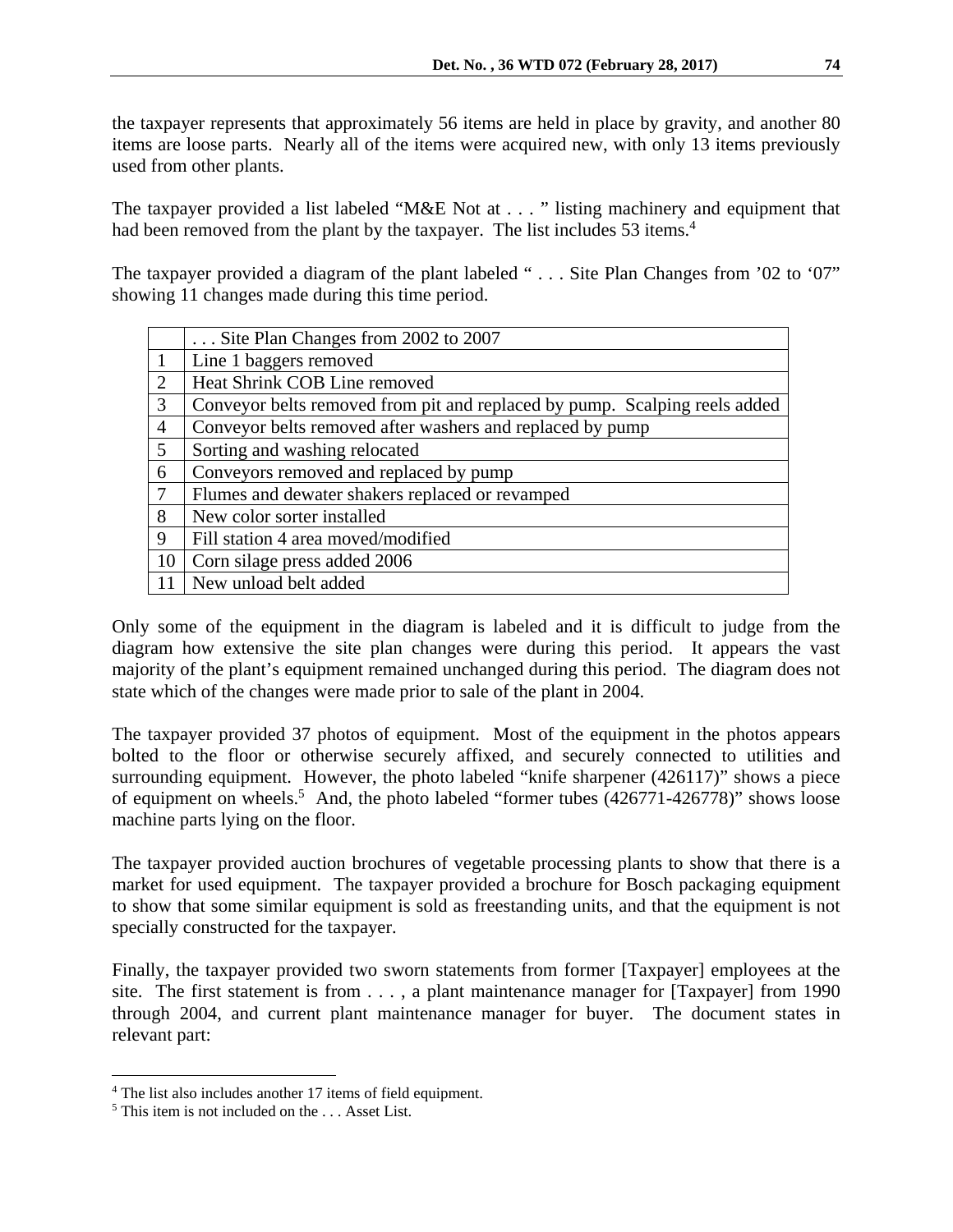the taxpayer represents that approximately 56 items are held in place by gravity, and another 80 items are loose parts. Nearly all of the items were acquired new, with only 13 items previously used from other plants.

The taxpayer provided a list labeled "M&E Not at . . . " listing machinery and equipment that had been removed from the plant by the taxpayer. The list includes 53 items.[4]

The taxpayer provided a diagram of the plant labeled " . . . Site Plan Changes from '02 to '07" showing 11 changes made during this time period.

| | . . . Site Plan Changes from 2002 to 2007 |
|---|---|
| 1 | Line 1 baggers removed |
| 2 | Heat Shrink COB Line removed |
| 3 | Conveyor belts removed from pit and replaced by pump. Scalping reels added |
| 4 | Conveyor belts removed after washers and replaced by pump |
| 5 | Sorting and washing relocated |
| 6 | Conveyors removed and replaced by pump |
| 7 | Flumes and dewater shakers replaced or revamped |
| 8 | New color sorter installed |
| 9 | Fill station 4 area moved/modified |
| 10 | Corn silage press added 2006 |
| 11 | New unload belt added |

Only some of the equipment in the diagram is labeled and it is difficult to judge from the diagram how extensive the site plan changes were during this period. It appears the vast majority of the plant's equipment remained unchanged during this period. The diagram does not state which of the changes were made prior to sale of the plant in 2004.

The taxpayer provided 37 photos of equipment. Most of the equipment in the photos appears bolted to the floor or otherwise securely affixed, and securely connected to utilities and surrounding equipment. However, the photo labeled "knife sharpener (426117)" shows a piece of equipment on wheels.[5] And, the photo labeled "former tubes (426771-426778)" shows loose machine parts lying on the floor.

The taxpayer provided auction brochures of vegetable processing plants to show that there is a market for used equipment. The taxpayer provided a brochure for Bosch packaging equipment to show that some similar equipment is sold as freestanding units, and that the equipment is not specially constructed for the taxpayer.

Finally, the taxpayer provided two sworn statements from former [Taxpayer] employees at the site. The first statement is from . . . , a plant maintenance manager for [Taxpayer] from 1990 through 2004, and current plant maintenance manager for buyer. The document states in relevant part:

[4] The list also includes another 17 items of field equipment.

[5] This item is not included on the . . . Asset List.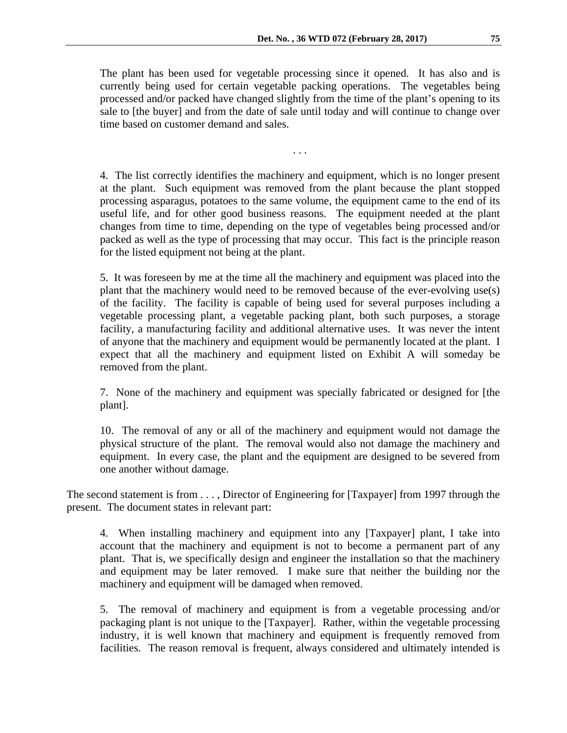> The plant has been used for vegetable processing since it opened. It has also and is currently being used for certain vegetable packing operations. The vegetables being processed and/or packed have changed slightly from the time of the plant's opening to its sale to [the buyer] and from the date of sale until today and will continue to change over time based on customer demand and sales.
>
> . . .
>
> 4. The list correctly identifies the machinery and equipment, which is no longer present at the plant. Such equipment was removed from the plant because the plant stopped processing asparagus, potatoes to the same volume, the equipment came to the end of its useful life, and for other good business reasons. The equipment needed at the plant changes from time to time, depending on the type of vegetables being processed and/or packed as well as the type of processing that may occur. This fact is the principle reason for the listed equipment not being at the plant.
>
> 5. It was foreseen by me at the time all the machinery and equipment was placed into the plant that the machinery would need to be removed because of the ever-evolving use(s) of the facility. The facility is capable of being used for several purposes including a vegetable processing plant, a vegetable packing plant, both such purposes, a storage facility, a manufacturing facility and additional alternative uses. It was never the intent of anyone that the machinery and equipment would be permanently located at the plant. I expect that all the machinery and equipment listed on Exhibit A will someday be removed from the plant.
>
> 7. None of the machinery and equipment was specially fabricated or designed for [the plant].
>
> 10. The removal of any or all of the machinery and equipment would not damage the physical structure of the plant. The removal would also not damage the machinery and equipment. In every case, the plant and the equipment are designed to be severed from one another without damage.

The second statement is from . . . , Director of Engineering for [Taxpayer] from 1997 through the present. The document states in relevant part:

> 4. When installing machinery and equipment into any [Taxpayer] plant, I take into account that the machinery and equipment is not to become a permanent part of any plant. That is, we specifically design and engineer the installation so that the machinery and equipment may be later removed. I make sure that neither the building nor the machinery and equipment will be damaged when removed.
>
> 5. The removal of machinery and equipment is from a vegetable processing and/or packaging plant is not unique to the [Taxpayer]. Rather, within the vegetable processing industry, it is well known that machinery and equipment is frequently removed from facilities. The reason removal is frequent, always considered and ultimately intended is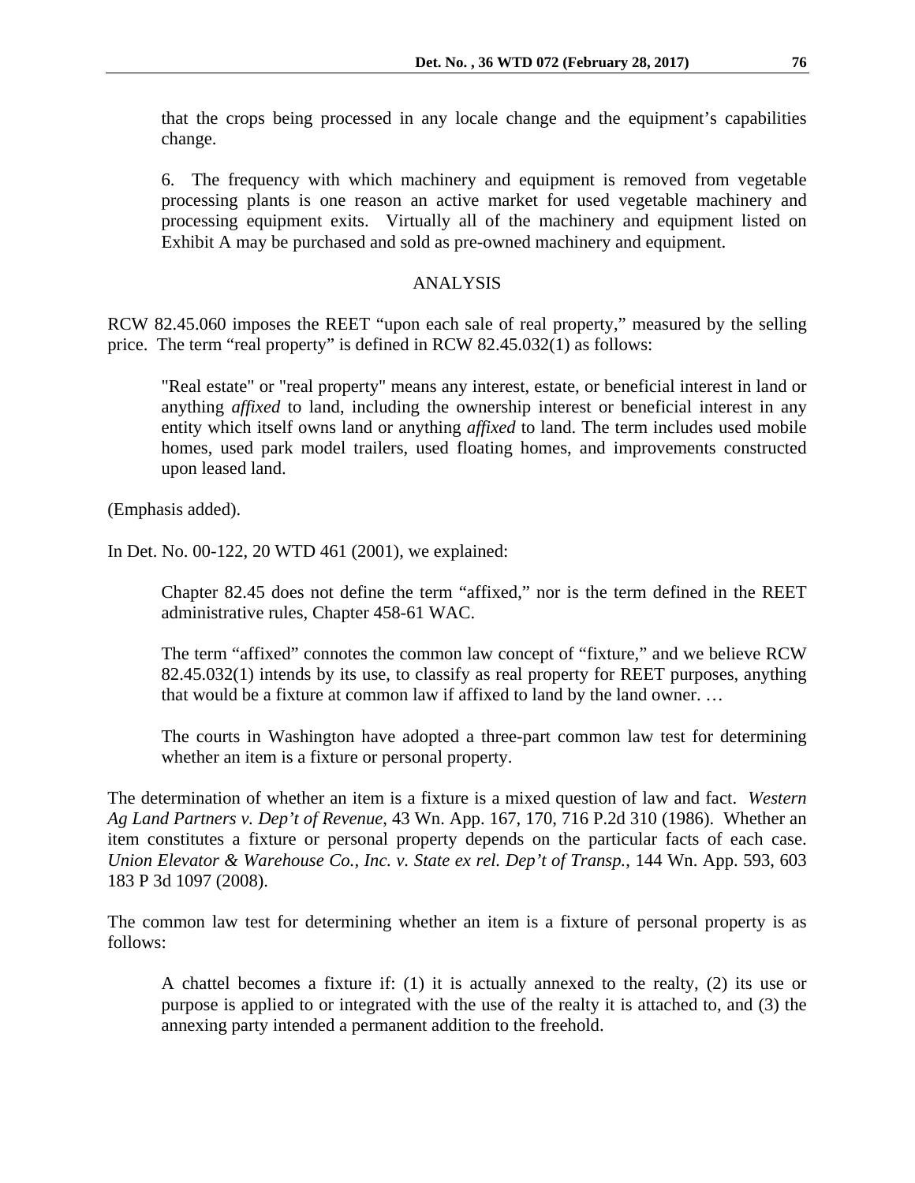that the crops being processed in any locale change and the equipment's capabilities change.

6. The frequency with which machinery and equipment is removed from vegetable processing plants is one reason an active market for used vegetable machinery and processing equipment exits. Virtually all of the machinery and equipment listed on Exhibit A may be purchased and sold as pre-owned machinery and equipment.

## ANALYSIS

RCW 82.45.060 imposes the REET "upon each sale of real property," measured by the selling price. The term "real property" is defined in RCW 82.45.032(1) as follows:

> "Real estate" or "real property" means any interest, estate, or beneficial interest in land or anything *affixed* to land, including the ownership interest or beneficial interest in any entity which itself owns land or anything *affixed* to land. The term includes used mobile homes, used park model trailers, used floating homes, and improvements constructed upon leased land.

(Emphasis added).

In Det. No. 00-122, 20 WTD 461 (2001), we explained:

> Chapter 82.45 does not define the term "affixed," nor is the term defined in the REET administrative rules, Chapter 458-61 WAC.
>
> The term "affixed" connotes the common law concept of "fixture," and we believe RCW 82.45.032(1) intends by its use, to classify as real property for REET purposes, anything that would be a fixture at common law if affixed to land by the land owner. …
>
> The courts in Washington have adopted a three-part common law test for determining whether an item is a fixture or personal property.

The determination of whether an item is a fixture is a mixed question of law and fact. *Western Ag Land Partners v. Dep't of Revenue*, 43 Wn. App. 167, 170, 716 P.2d 310 (1986). Whether an item constitutes a fixture or personal property depends on the particular facts of each case. *Union Elevator & Warehouse Co., Inc. v. State ex rel. Dep't of Transp.*, 144 Wn. App. 593, 603 183 P 3d 1097 (2008).

The common law test for determining whether an item is a fixture of personal property is as follows:

> A chattel becomes a fixture if: (1) it is actually annexed to the realty, (2) its use or purpose is applied to or integrated with the use of the realty it is attached to, and (3) the annexing party intended a permanent addition to the freehold.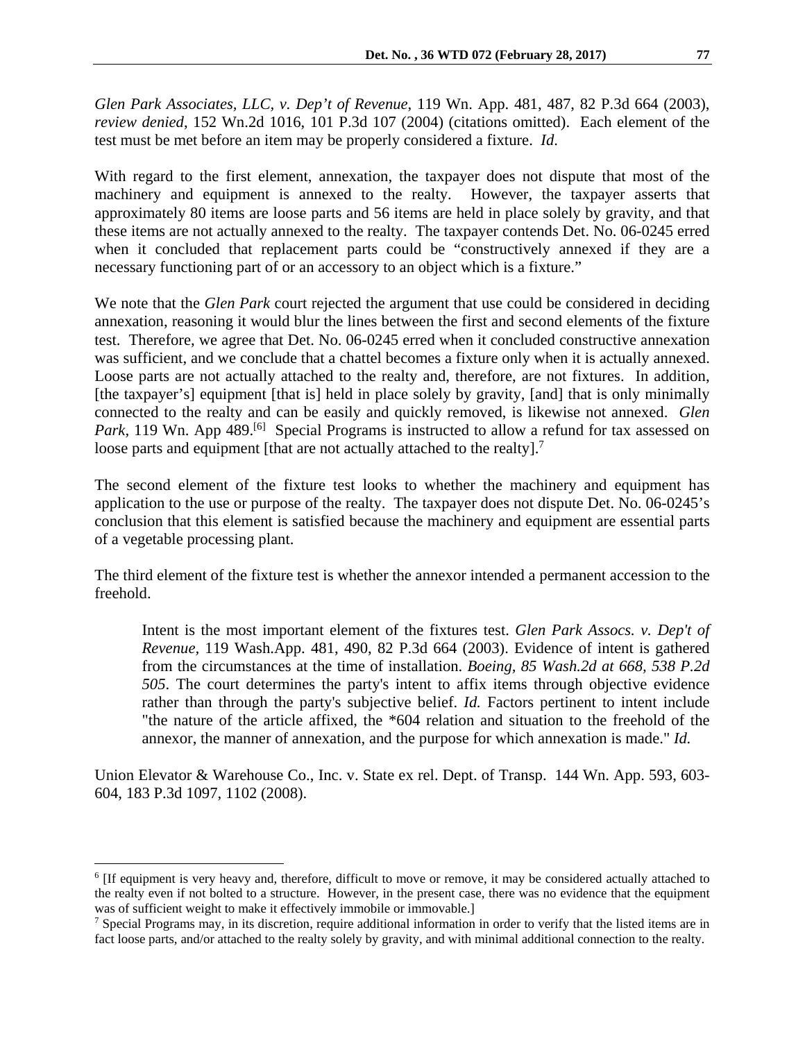*Glen Park Associates, LLC, v. Dep't of Revenue*, 119 Wn. App. 481, 487, 82 P.3d 664 (2003), *review denied*, 152 Wn.2d 1016, 101 P.3d 107 (2004) (citations omitted). Each element of the test must be met before an item may be properly considered a fixture. *Id*.

With regard to the first element, annexation, the taxpayer does not dispute that most of the machinery and equipment is annexed to the realty. However, the taxpayer asserts that approximately 80 items are loose parts and 56 items are held in place solely by gravity, and that these items are not actually annexed to the realty. The taxpayer contends Det. No. 06-0245 erred when it concluded that replacement parts could be "constructively annexed if they are a necessary functioning part of or an accessory to an object which is a fixture."

We note that the *Glen Park* court rejected the argument that use could be considered in deciding annexation, reasoning it would blur the lines between the first and second elements of the fixture test. Therefore, we agree that Det. No. 06-0245 erred when it concluded constructive annexation was sufficient, and we conclude that a chattel becomes a fixture only when it is actually annexed. Loose parts are not actually attached to the realty and, therefore, are not fixtures. In addition, [the taxpayer's] equipment [that is] held in place solely by gravity, [and] that is only minimally connected to the realty and can be easily and quickly removed, is likewise not annexed. *Glen Park*, 119 Wn. App 489.[6] Special Programs is instructed to allow a refund for tax assessed on loose parts and equipment [that are not actually attached to the realty].[7]

The second element of the fixture test looks to whether the machinery and equipment has application to the use or purpose of the realty. The taxpayer does not dispute Det. No. 06-0245's conclusion that this element is satisfied because the machinery and equipment are essential parts of a vegetable processing plant.

The third element of the fixture test is whether the annexor intended a permanent accession to the freehold.

> Intent is the most important element of the fixtures test. *Glen Park Assocs. v. Dep't of Revenue*, 119 Wash.App. 481, 490, 82 P.3d 664 (2003). Evidence of intent is gathered from the circumstances at the time of installation. *Boeing, 85 Wash.2d at 668, 538 P.2d 505*. The court determines the party's intent to affix items through objective evidence rather than through the party's subjective belief. *Id.* Factors pertinent to intent include "the nature of the article affixed, the *604 relation and situation to the freehold of the annexor, the manner of annexation, and the purpose for which annexation is made." *Id.*

Union Elevator & Warehouse Co., Inc. v. State ex rel. Dept. of Transp. 144 Wn. App. 593, 603-604, 183 P.3d 1097, 1102 (2008).

---

[6] [If equipment is very heavy and, therefore, difficult to move or remove, it may be considered actually attached to the realty even if not bolted to a structure. However, in the present case, there was no evidence that the equipment was of sufficient weight to make it effectively immobile or immovable.]

[7] Special Programs may, in its discretion, require additional information in order to verify that the listed items are in fact loose parts, and/or attached to the realty solely by gravity, and with minimal additional connection to the realty.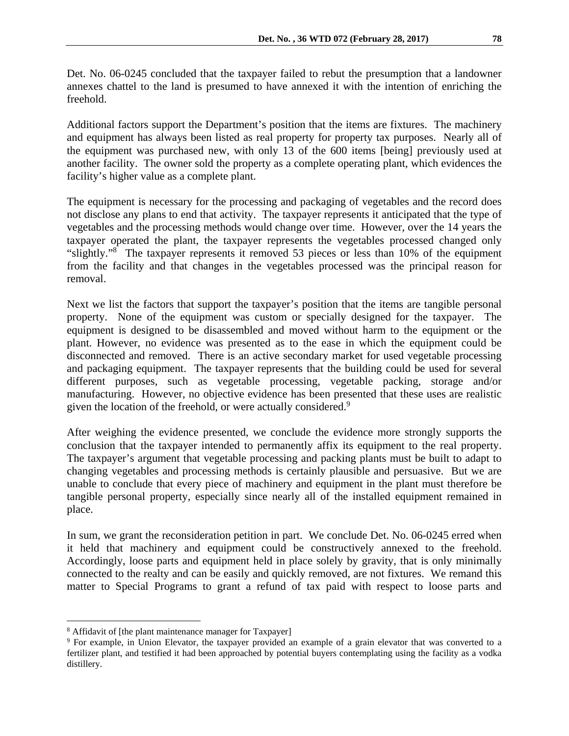Det. No. 06-0245 concluded that the taxpayer failed to rebut the presumption that a landowner annexes chattel to the land is presumed to have annexed it with the intention of enriching the freehold.

Additional factors support the Department's position that the items are fixtures. The machinery and equipment has always been listed as real property for property tax purposes. Nearly all of the equipment was purchased new, with only 13 of the 600 items [being] previously used at another facility. The owner sold the property as a complete operating plant, which evidences the facility's higher value as a complete plant.

The equipment is necessary for the processing and packaging of vegetables and the record does not disclose any plans to end that activity. The taxpayer represents it anticipated that the type of vegetables and the processing methods would change over time. However, over the 14 years the taxpayer operated the plant, the taxpayer represents the vegetables processed changed only "slightly."[8] The taxpayer represents it removed 53 pieces or less than 10% of the equipment from the facility and that changes in the vegetables processed was the principal reason for removal.

Next we list the factors that support the taxpayer's position that the items are tangible personal property. None of the equipment was custom or specially designed for the taxpayer. The equipment is designed to be disassembled and moved without harm to the equipment or the plant. However, no evidence was presented as to the ease in which the equipment could be disconnected and removed. There is an active secondary market for used vegetable processing and packaging equipment. The taxpayer represents that the building could be used for several different purposes, such as vegetable processing, vegetable packing, storage and/or manufacturing. However, no objective evidence has been presented that these uses are realistic given the location of the freehold, or were actually considered.[9]

After weighing the evidence presented, we conclude the evidence more strongly supports the conclusion that the taxpayer intended to permanently affix its equipment to the real property. The taxpayer's argument that vegetable processing and packing plants must be built to adapt to changing vegetables and processing methods is certainly plausible and persuasive. But we are unable to conclude that every piece of machinery and equipment in the plant must therefore be tangible personal property, especially since nearly all of the installed equipment remained in place.

In sum, we grant the reconsideration petition in part. We conclude Det. No. 06-0245 erred when it held that machinery and equipment could be constructively annexed to the freehold. Accordingly, loose parts and equipment held in place solely by gravity, that is only minimally connected to the realty and can be easily and quickly removed, are not fixtures. We remand this matter to Special Programs to grant a refund of tax paid with respect to loose parts and

---

[8] Affidavit of [the plant maintenance manager for Taxpayer]

[9] For example, in Union Elevator, the taxpayer provided an example of a grain elevator that was converted to a fertilizer plant, and testified it had been approached by potential buyers contemplating using the facility as a vodka distillery.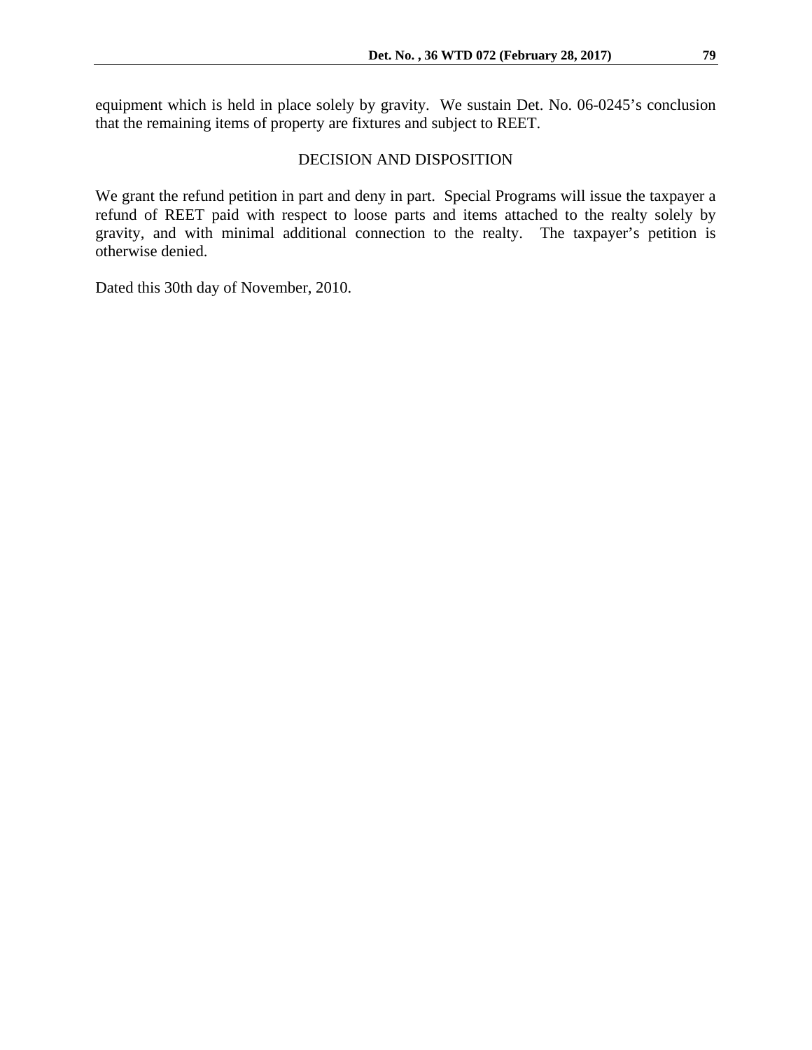equipment which is held in place solely by gravity. We sustain Det. No. 06-0245's conclusion that the remaining items of property are fixtures and subject to REET.

## DECISION AND DISPOSITION

We grant the refund petition in part and deny in part. Special Programs will issue the taxpayer a refund of REET paid with respect to loose parts and items attached to the realty solely by gravity, and with minimal additional connection to the realty. The taxpayer's petition is otherwise denied.

Dated this 30th day of November, 2010.